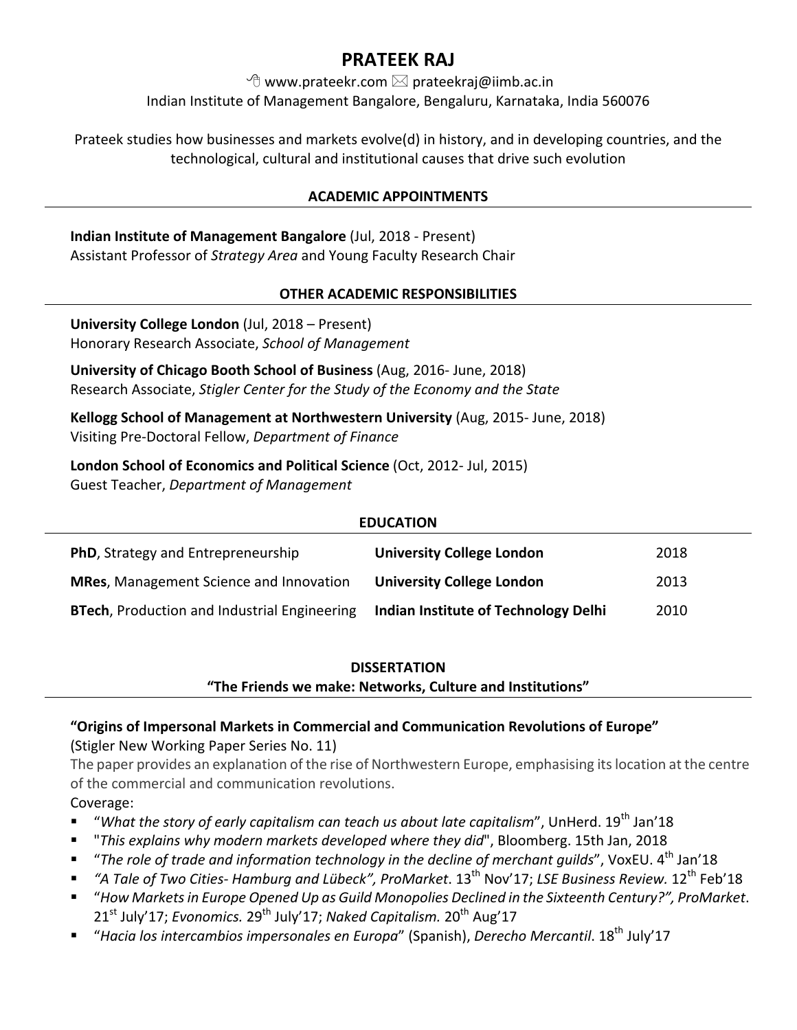# PRATEEK RAJ

www.prateekr.com prateekraj@iimb.ac.in
Indian Institute of Management Bangalore, Bengaluru, Karnataka, India 560076

Prateek studies how businesses and markets evolve(d) in history, and in developing countries, and the technological, cultural and institutional causes that drive such evolution

## ACADEMIC APPOINTMENTS

**Indian Institute of Management Bangalore** (Jul, 2018 - Present)
Assistant Professor of *Strategy Area* and Young Faculty Research Chair

## OTHER ACADEMIC RESPONSIBILITIES

**University College London** (Jul, 2018 – Present)
Honorary Research Associate, *School of Management*

**University of Chicago Booth School of Business** (Aug, 2016- June, 2018)
Research Associate, *Stigler Center for the Study of the Economy and the State*

**Kellogg School of Management at Northwestern University** (Aug, 2015- June, 2018)
Visiting Pre-Doctoral Fellow, *Department of Finance*

**London School of Economics and Political Science** (Oct, 2012- Jul, 2015)
Guest Teacher, *Department of Management*

## EDUCATION

| | | |
|---|---|---|
| **PhD**, Strategy and Entrepreneurship | **University College London** | 2018 |
| **MRes**, Management Science and Innovation | **University College London** | 2013 |
| **BTech**, Production and Industrial Engineering | **Indian Institute of Technology Delhi** | 2010 |

## DISSERTATION

### "The Friends we make: Networks, Culture and Institutions"

**"Origins of Impersonal Markets in Commercial and Communication Revolutions of Europe"**
(Stigler New Working Paper Series No. 11)
The paper provides an explanation of the rise of Northwestern Europe, emphasising its location at the centre of the commercial and communication revolutions.
Coverage:

- "*What the story of early capitalism can teach us about late capitalism*", UnHerd. 19th Jan'18
- "*This explains why modern markets developed where they did*", Bloomberg. 15th Jan, 2018
- "*The role of trade and information technology in the decline of merchant guilds*", VoxEU. 4th Jan'18
- *"A Tale of Two Cities- Hamburg and Lübeck", ProMarket*. 13th Nov'17; *LSE Business Review.* 12th Feb'18
- "*How Markets in Europe Opened Up as Guild Monopolies Declined in the Sixteenth Century?", ProMarket*. 21st July'17; *Evonomics.* 29th July'17; *Naked Capitalism.* 20th Aug'17
- "*Hacia los intercambios impersonales en Europa*" (Spanish), *Derecho Mercantil*. 18th July'17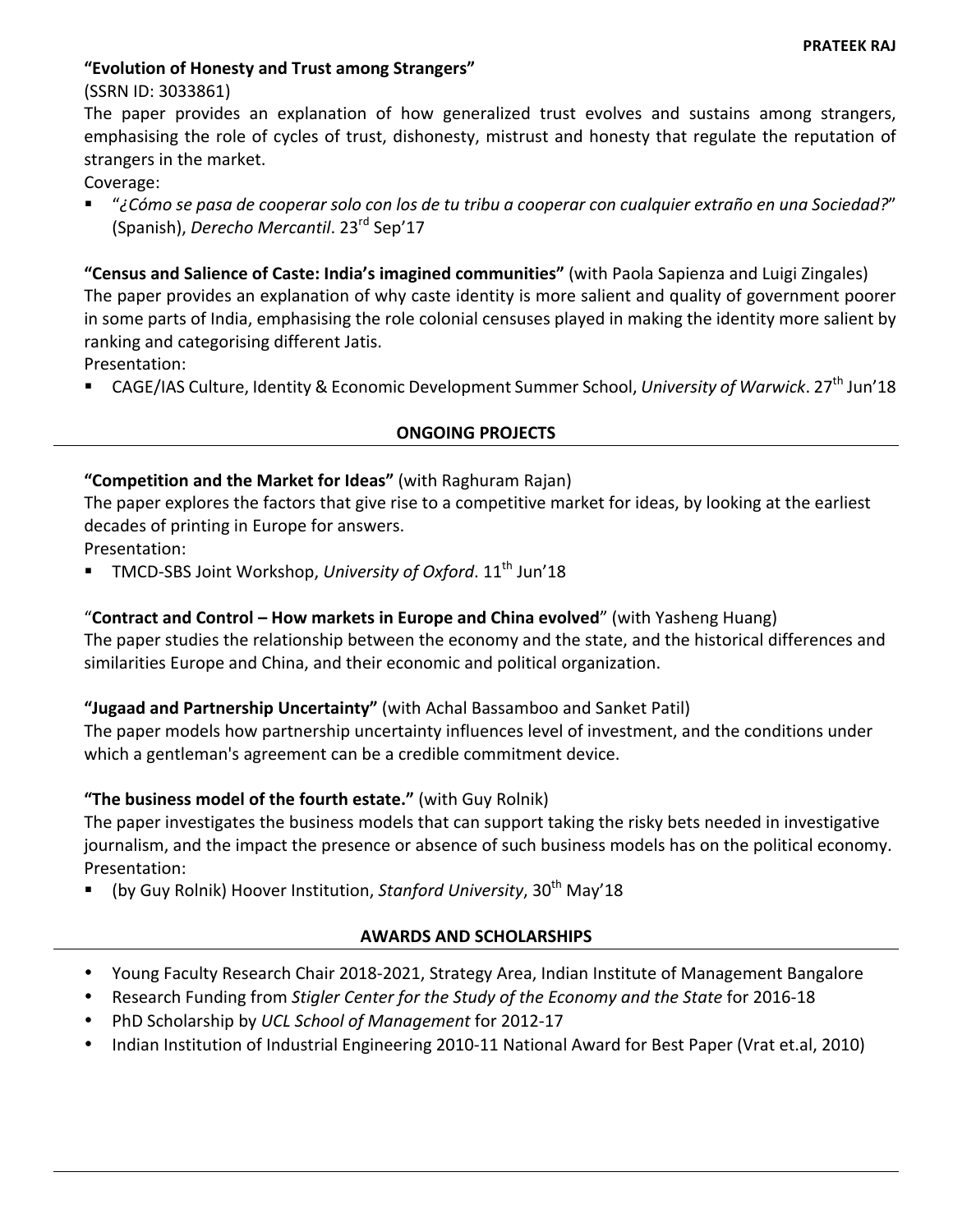**"Evolution of Honesty and Trust among Strangers"**
(SSRN ID: 3033861)
The paper provides an explanation of how generalized trust evolves and sustains among strangers, emphasising the role of cycles of trust, dishonesty, mistrust and honesty that regulate the reputation of strangers in the market.
Coverage:

- "*¿Cómo se pasa de cooperar solo con los de tu tribu a cooperar con cualquier extraño en una Sociedad?*" (Spanish), *Derecho Mercantil*. 23rd Sep'17

**"Census and Salience of Caste: India's imagined communities"** (with Paola Sapienza and Luigi Zingales)
The paper provides an explanation of why caste identity is more salient and quality of government poorer in some parts of India, emphasising the role colonial censuses played in making the identity more salient by ranking and categorising different Jatis.
Presentation:

- CAGE/IAS Culture, Identity & Economic Development Summer School, *University of Warwick*. 27th Jun'18

## ONGOING PROJECTS

**"Competition and the Market for Ideas"** (with Raghuram Rajan)
The paper explores the factors that give rise to a competitive market for ideas, by looking at the earliest decades of printing in Europe for answers.
Presentation:

- TMCD-SBS Joint Workshop, *University of Oxford*. 11th Jun'18

"**Contract and Control – How markets in Europe and China evolved**" (with Yasheng Huang)
The paper studies the relationship between the economy and the state, and the historical differences and similarities Europe and China, and their economic and political organization.

**"Jugaad and Partnership Uncertainty"** (with Achal Bassamboo and Sanket Patil)
The paper models how partnership uncertainty influences level of investment, and the conditions under which a gentleman's agreement can be a credible commitment device.

**"The business model of the fourth estate."** (with Guy Rolnik)
The paper investigates the business models that can support taking the risky bets needed in investigative journalism, and the impact the presence or absence of such business models has on the political economy.
Presentation:

- (by Guy Rolnik) Hoover Institution, *Stanford University*, 30th May'18

## AWARDS AND SCHOLARSHIPS

- Young Faculty Research Chair 2018-2021, Strategy Area, Indian Institute of Management Bangalore
- Research Funding from *Stigler Center for the Study of the Economy and the State* for 2016-18
- PhD Scholarship by *UCL School of Management* for 2012-17
- Indian Institution of Industrial Engineering 2010-11 National Award for Best Paper (Vrat et.al, 2010)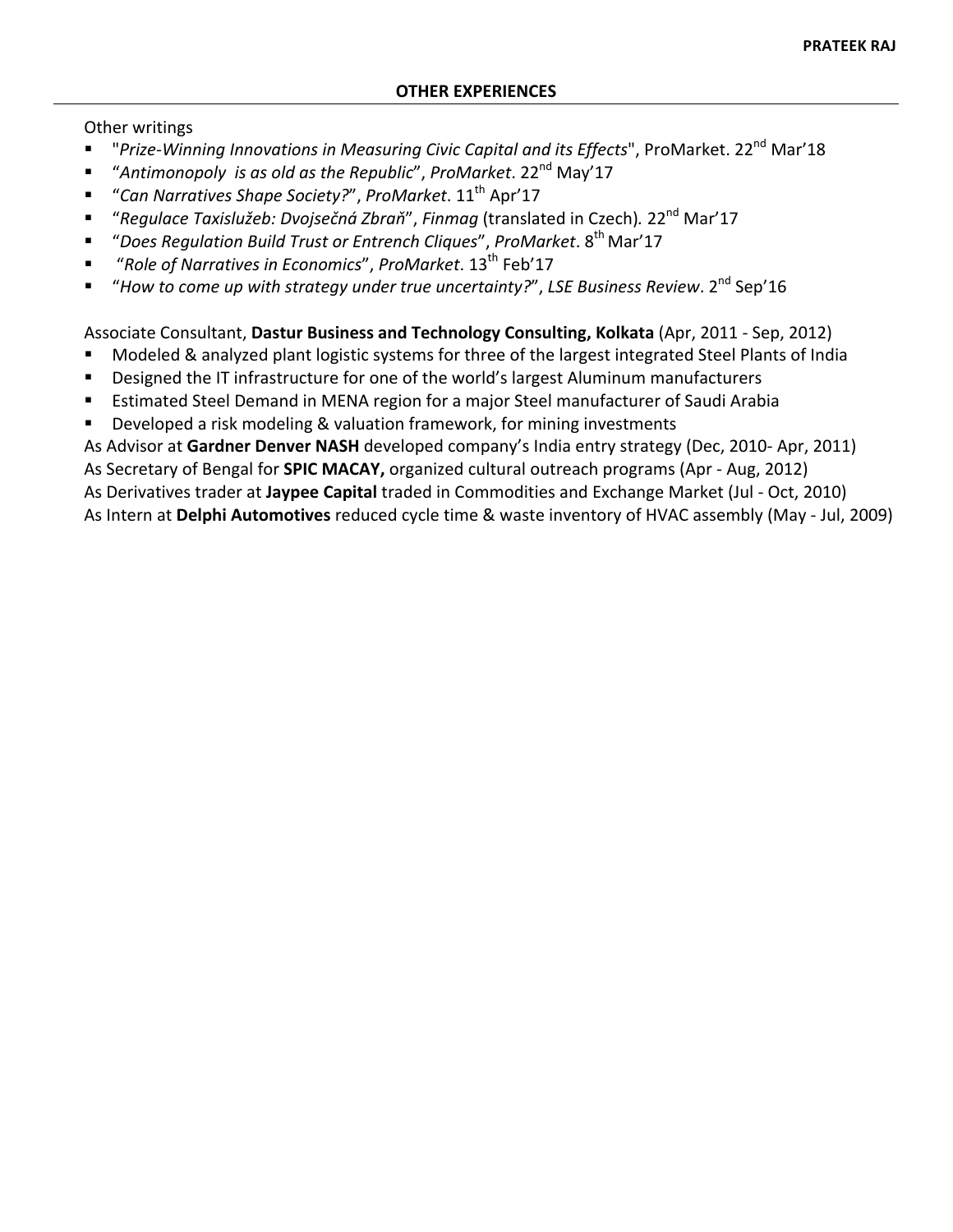## OTHER EXPERIENCES

Other writings

- "*Prize-Winning Innovations in Measuring Civic Capital and its Effects*", ProMarket. 22nd Mar'18
- "*Antimonopoly is as old as the Republic*", *ProMarket*. 22nd May'17
- "*Can Narratives Shape Society?*", *ProMarket*. 11th Apr'17
- "*Regulace Taxislužeb: Dvojsečná Zbraň*", *Finmag* (translated in Czech). 22nd Mar'17
- "*Does Regulation Build Trust or Entrench Cliques*", *ProMarket*. 8th Mar'17
- "*Role of Narratives in Economics*", *ProMarket*. 13th Feb'17
- "*How to come up with strategy under true uncertainty?*", *LSE Business Review*. 2nd Sep'16

Associate Consultant, **Dastur Business and Technology Consulting, Kolkata** (Apr, 2011 - Sep, 2012)

- Modeled & analyzed plant logistic systems for three of the largest integrated Steel Plants of India
- Designed the IT infrastructure for one of the world's largest Aluminum manufacturers
- Estimated Steel Demand in MENA region for a major Steel manufacturer of Saudi Arabia
- Developed a risk modeling & valuation framework, for mining investments

As Advisor at **Gardner Denver NASH** developed company's India entry strategy (Dec, 2010- Apr, 2011)
As Secretary of Bengal for **SPIC MACAY,** organized cultural outreach programs (Apr - Aug, 2012)
As Derivatives trader at **Jaypee Capital** traded in Commodities and Exchange Market (Jul - Oct, 2010)
As Intern at **Delphi Automotives** reduced cycle time & waste inventory of HVAC assembly (May - Jul, 2009)